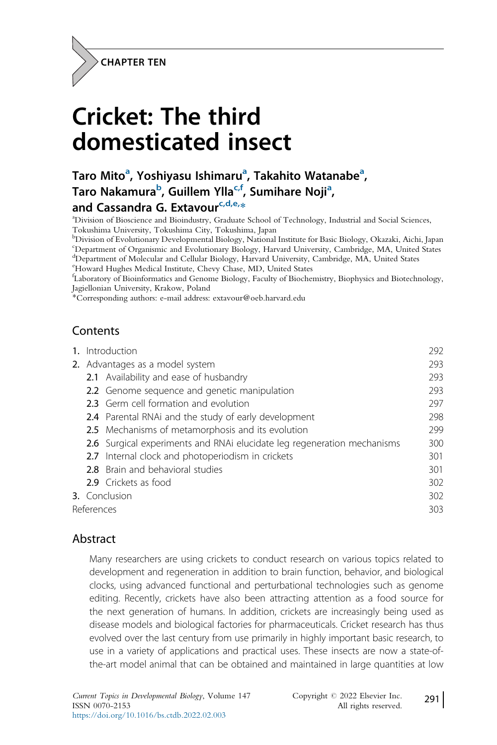CHAPTER TEN

# Cricket: The third domesticated insect

**Taro Mito[a], Yoshiyasu Ishimaru[a], Takahito Watanabe[a], Taro Nakamura[b], Guillem Ylla[c,f], Sumihare Noji[a], and Cassandra G. Extavour[c,d,e,*]**

[a]Division of Bioscience and Bioindustry, Graduate School of Technology, Industrial and Social Sciences, Tokushima University, Tokushima City, Tokushima, Japan
[b]Division of Evolutionary Developmental Biology, National Institute for Basic Biology, Okazaki, Aichi, Japan
[c]Department of Organismic and Evolutionary Biology, Harvard University, Cambridge, MA, United States
[d]Department of Molecular and Cellular Biology, Harvard University, Cambridge, MA, United States
[e]Howard Hughes Medical Institute, Chevy Chase, MD, United States
[f]Laboratory of Bioinformatics and Genome Biology, Faculty of Biochemistry, Biophysics and Biotechnology, Jagiellonian University, Krakow, Poland
*Corresponding authors: e-mail address: extavour@oeb.harvard.edu

## Contents

| | |
|---|---|
| 1. Introduction | 292 |
| 2. Advantages as a model system | 293 |
| 2.1 Availability and ease of husbandry | 293 |
| 2.2 Genome sequence and genetic manipulation | 293 |
| 2.3 Germ cell formation and evolution | 297 |
| 2.4 Parental RNAi and the study of early development | 298 |
| 2.5 Mechanisms of metamorphosis and its evolution | 299 |
| 2.6 Surgical experiments and RNAi elucidate leg regeneration mechanisms | 300 |
| 2.7 Internal clock and photoperiodism in crickets | 301 |
| 2.8 Brain and behavioral studies | 301 |
| 2.9 Crickets as food | 302 |
| 3. Conclusion | 302 |
| References | 303 |

## Abstract

Many researchers are using crickets to conduct research on various topics related to development and regeneration in addition to brain function, behavior, and biological clocks, using advanced functional and perturbational technologies such as genome editing. Recently, crickets have also been attracting attention as a food source for the next generation of humans. In addition, crickets are increasingly being used as disease models and biological factories for pharmaceuticals. Cricket research has thus evolved over the last century from use primarily in highly important basic research, to use in a variety of applications and practical uses. These insects are now a state-of-the-art model animal that can be obtained and maintained in large quantities at low

*Current Topics in Developmental Biology*, Volume 147
ISSN 0070-2153
https://doi.org/10.1016/bs.ctdb.2022.02.003

Copyright © 2022 Elsevier Inc. All rights reserved.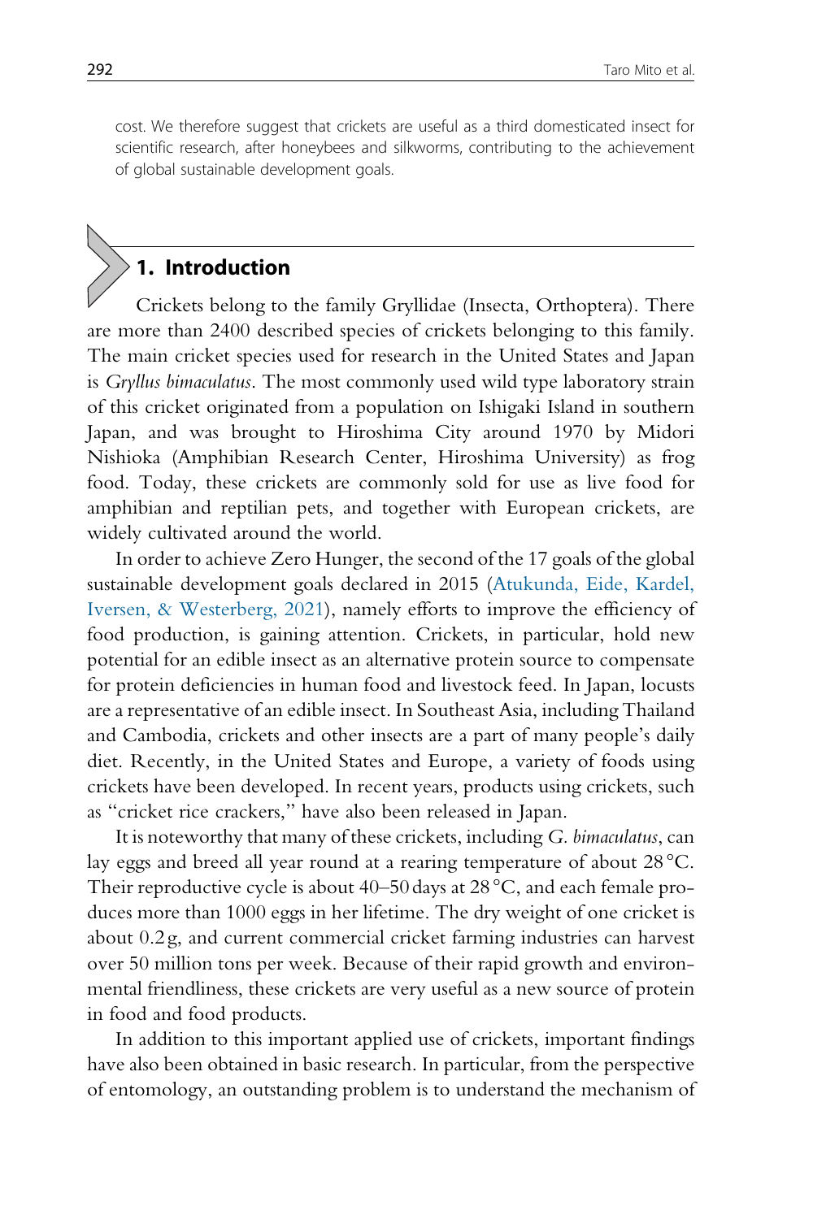cost. We therefore suggest that crickets are useful as a third domesticated insect for scientific research, after honeybees and silkworms, contributing to the achievement of global sustainable development goals.

## 1. Introduction

Crickets belong to the family Gryllidae (Insecta, Orthoptera). There are more than 2400 described species of crickets belonging to this family. The main cricket species used for research in the United States and Japan is *Gryllus bimaculatus*. The most commonly used wild type laboratory strain of this cricket originated from a population on Ishigaki Island in southern Japan, and was brought to Hiroshima City around 1970 by Midori Nishioka (Amphibian Research Center, Hiroshima University) as frog food. Today, these crickets are commonly sold for use as live food for amphibian and reptilian pets, and together with European crickets, are widely cultivated around the world.

In order to achieve Zero Hunger, the second of the 17 goals of the global sustainable development goals declared in 2015 (Atukunda, Eide, Kardel, Iversen, & Westerberg, 2021), namely efforts to improve the efficiency of food production, is gaining attention. Crickets, in particular, hold new potential for an edible insect as an alternative protein source to compensate for protein deficiencies in human food and livestock feed. In Japan, locusts are a representative of an edible insect. In Southeast Asia, including Thailand and Cambodia, crickets and other insects are a part of many people's daily diet. Recently, in the United States and Europe, a variety of foods using crickets have been developed. In recent years, products using crickets, such as "cricket rice crackers," have also been released in Japan.

It is noteworthy that many of these crickets, including *G. bimaculatus*, can lay eggs and breed all year round at a rearing temperature of about 28 °C. Their reproductive cycle is about 40–50 days at 28 °C, and each female produces more than 1000 eggs in her lifetime. The dry weight of one cricket is about 0.2 g, and current commercial cricket farming industries can harvest over 50 million tons per week. Because of their rapid growth and environmental friendliness, these crickets are very useful as a new source of protein in food and food products.

In addition to this important applied use of crickets, important findings have also been obtained in basic research. In particular, from the perspective of entomology, an outstanding problem is to understand the mechanism of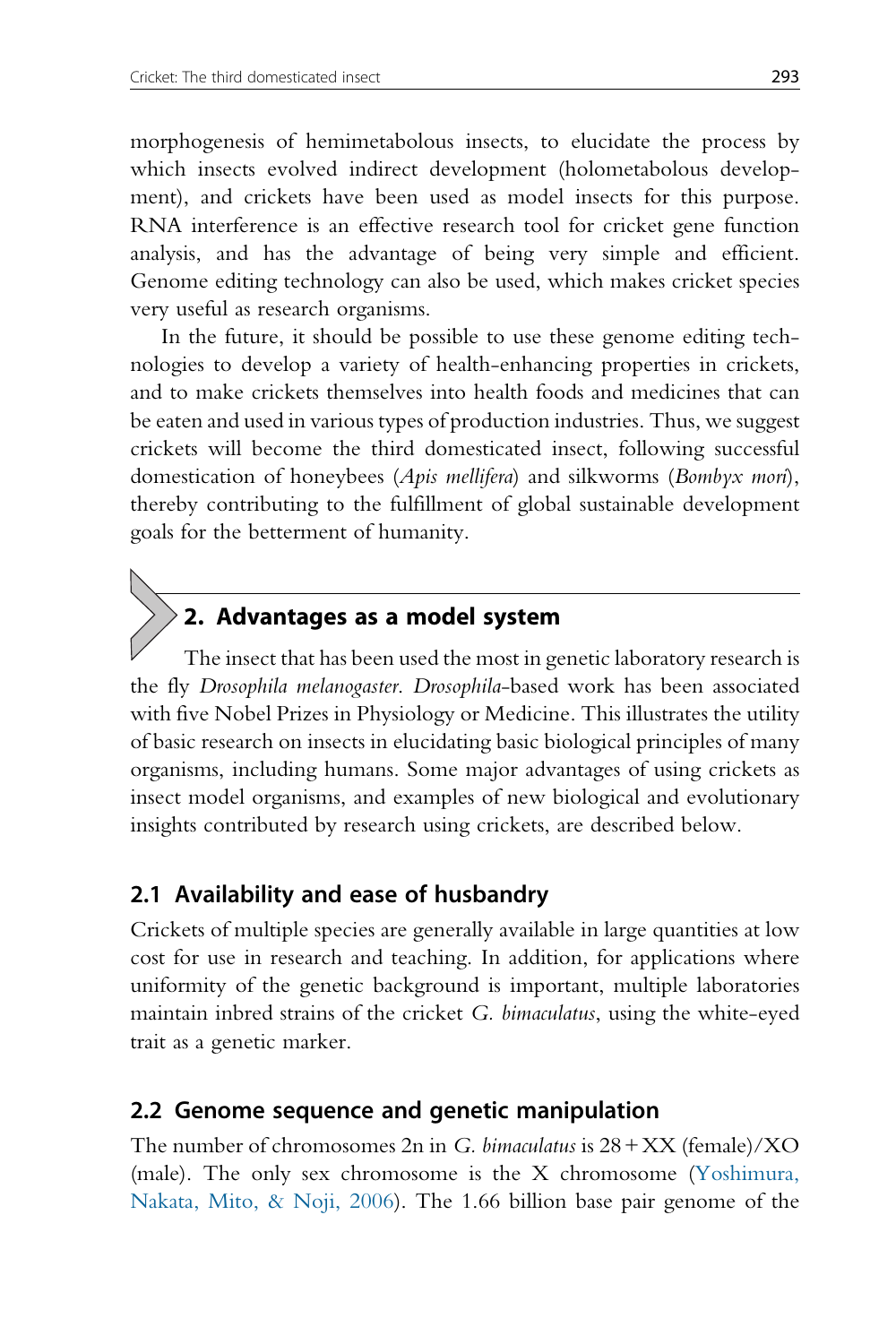morphogenesis of hemimetabolous insects, to elucidate the process by which insects evolved indirect development (holometabolous development), and crickets have been used as model insects for this purpose. RNA interference is an effective research tool for cricket gene function analysis, and has the advantage of being very simple and efficient. Genome editing technology can also be used, which makes cricket species very useful as research organisms.

In the future, it should be possible to use these genome editing technologies to develop a variety of health-enhancing properties in crickets, and to make crickets themselves into health foods and medicines that can be eaten and used in various types of production industries. Thus, we suggest crickets will become the third domesticated insect, following successful domestication of honeybees (*Apis mellifera*) and silkworms (*Bombyx mori*), thereby contributing to the fulfillment of global sustainable development goals for the betterment of humanity.

## 2. Advantages as a model system

The insect that has been used the most in genetic laboratory research is the fly *Drosophila melanogaster*. *Drosophila*-based work has been associated with five Nobel Prizes in Physiology or Medicine. This illustrates the utility of basic research on insects in elucidating basic biological principles of many organisms, including humans. Some major advantages of using crickets as insect model organisms, and examples of new biological and evolutionary insights contributed by research using crickets, are described below.

### 2.1 Availability and ease of husbandry

Crickets of multiple species are generally available in large quantities at low cost for use in research and teaching. In addition, for applications where uniformity of the genetic background is important, multiple laboratories maintain inbred strains of the cricket *G. bimaculatus*, using the white-eyed trait as a genetic marker.

### 2.2 Genome sequence and genetic manipulation

The number of chromosomes 2n in *G. bimaculatus* is 28 + XX (female)/XO (male). The only sex chromosome is the X chromosome (Yoshimura, Nakata, Mito, & Noji, 2006). The 1.66 billion base pair genome of the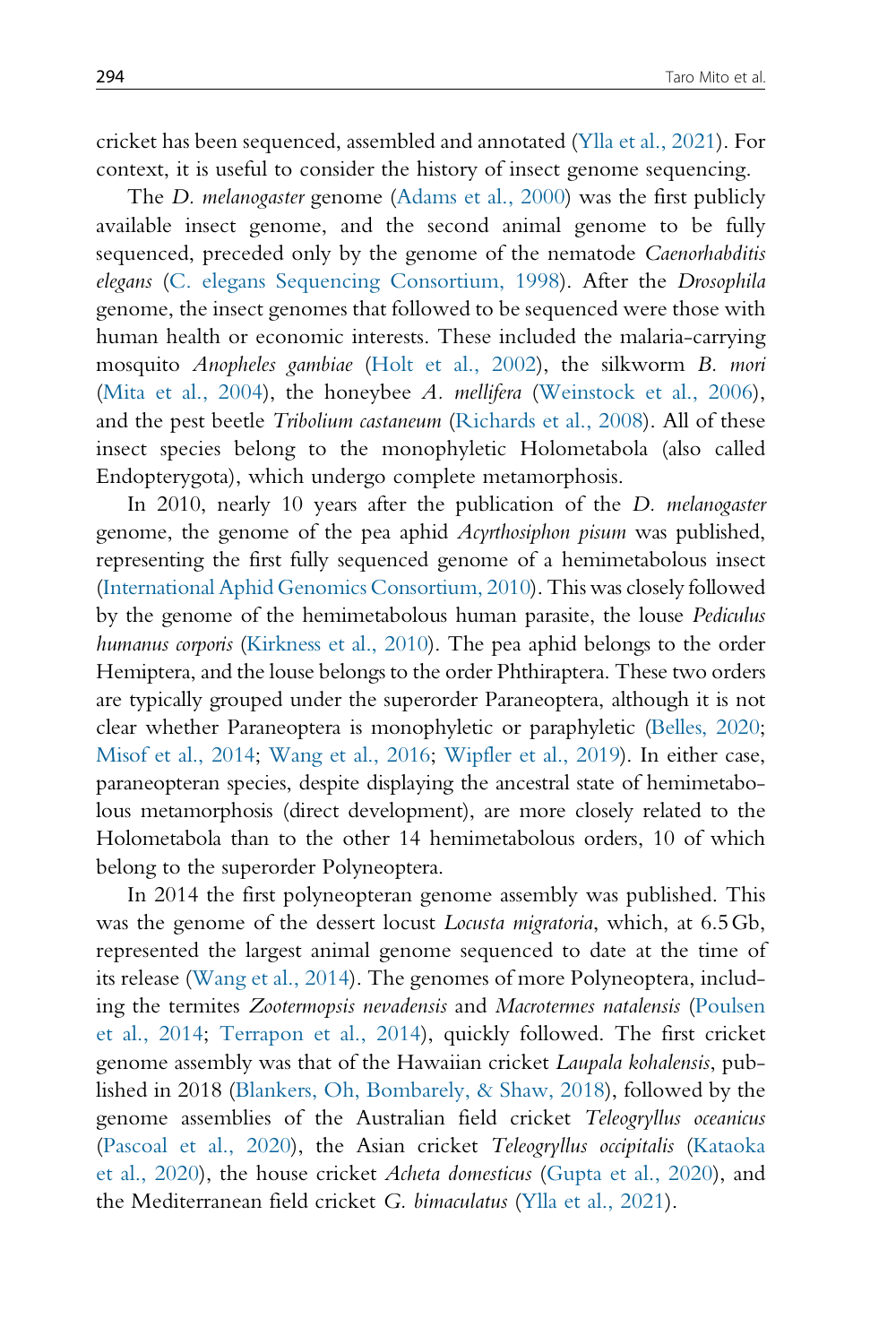cricket has been sequenced, assembled and annotated (Ylla et al., 2021). For context, it is useful to consider the history of insect genome sequencing.

The *D. melanogaster* genome (Adams et al., 2000) was the first publicly available insect genome, and the second animal genome to be fully sequenced, preceded only by the genome of the nematode *Caenorhabditis elegans* (C. elegans Sequencing Consortium, 1998). After the *Drosophila* genome, the insect genomes that followed to be sequenced were those with human health or economic interests. These included the malaria-carrying mosquito *Anopheles gambiae* (Holt et al., 2002), the silkworm *B. mori* (Mita et al., 2004), the honeybee *A. mellifera* (Weinstock et al., 2006), and the pest beetle *Tribolium castaneum* (Richards et al., 2008). All of these insect species belong to the monophyletic Holometabola (also called Endopterygota), which undergo complete metamorphosis.

In 2010, nearly 10 years after the publication of the *D. melanogaster* genome, the genome of the pea aphid *Acyrthosiphon pisum* was published, representing the first fully sequenced genome of a hemimetabolous insect (International Aphid Genomics Consortium, 2010). This was closely followed by the genome of the hemimetabolous human parasite, the louse *Pediculus humanus corporis* (Kirkness et al., 2010). The pea aphid belongs to the order Hemiptera, and the louse belongs to the order Phthiraptera. These two orders are typically grouped under the superorder Paraneoptera, although it is not clear whether Paraneoptera is monophyletic or paraphyletic (Belles, 2020; Misof et al., 2014; Wang et al., 2016; Wipfler et al., 2019). In either case, paraneopteran species, despite displaying the ancestral state of hemimetabolous metamorphosis (direct development), are more closely related to the Holometabola than to the other 14 hemimetabolous orders, 10 of which belong to the superorder Polyneoptera.

In 2014 the first polyneopteran genome assembly was published. This was the genome of the dessert locust *Locusta migratoria*, which, at 6.5 Gb, represented the largest animal genome sequenced to date at the time of its release (Wang et al., 2014). The genomes of more Polyneoptera, including the termites *Zootermopsis nevadensis* and *Macrotermes natalensis* (Poulsen et al., 2014; Terrapon et al., 2014), quickly followed. The first cricket genome assembly was that of the Hawaiian cricket *Laupala kohalensis*, published in 2018 (Blankers, Oh, Bombarely, & Shaw, 2018), followed by the genome assemblies of the Australian field cricket *Teleogryllus oceanicus* (Pascoal et al., 2020), the Asian cricket *Teleogryllus occipitalis* (Kataoka et al., 2020), the house cricket *Acheta domesticus* (Gupta et al., 2020), and the Mediterranean field cricket *G. bimaculatus* (Ylla et al., 2021).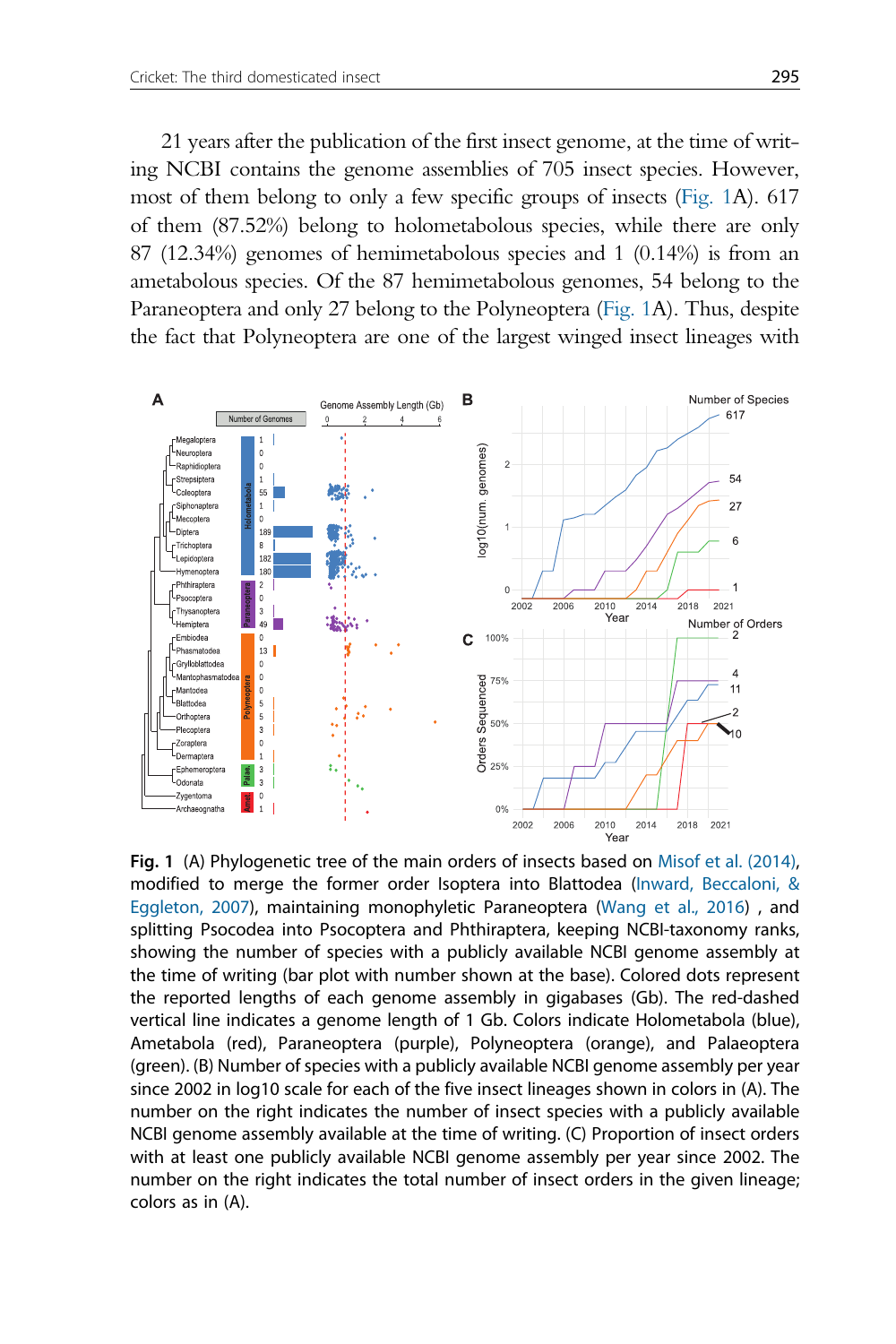21 years after the publication of the first insect genome, at the time of writing NCBI contains the genome assemblies of 705 insect species. However, most of them belong to only a few specific groups of insects (Fig. 1A). 617 of them (87.52%) belong to holometabolous species, while there are only 87 (12.34%) genomes of hemimetabolous species and 1 (0.14%) is from an ametabolous species. Of the 87 hemimetabolous genomes, 54 belong to the Paraneoptera and only 27 belong to the Polyneoptera (Fig. 1A). Thus, despite the fact that Polyneoptera are one of the largest winged insect lineages with

**Fig. 1** (A) Phylogenetic tree of the main orders of insects based on Misof et al. (2014), modified to merge the former order Isoptera into Blattodea (Inward, Beccaloni, & Eggleton, 2007), maintaining monophyletic Paraneoptera (Wang et al., 2016) , and splitting Psocodea into Psocoptera and Phthiraptera, keeping NCBI-taxonomy ranks, showing the number of species with a publicly available NCBI genome assembly at the time of writing (bar plot with number shown at the base). Colored dots represent the reported lengths of each genome assembly in gigabases (Gb). The red-dashed vertical line indicates a genome length of 1 Gb. Colors indicate Holometabola (blue), Ametabola (red), Paraneoptera (purple), Polyneoptera (orange), and Palaeoptera (green). (B) Number of species with a publicly available NCBI genome assembly per year since 2002 in log10 scale for each of the five insect lineages shown in colors in (A). The number on the right indicates the number of insect species with a publicly available NCBI genome assembly available at the time of writing. (C) Proportion of insect orders with at least one publicly available NCBI genome assembly per year since 2002. The number on the right indicates the total number of insect orders in the given lineage; colors as in (A).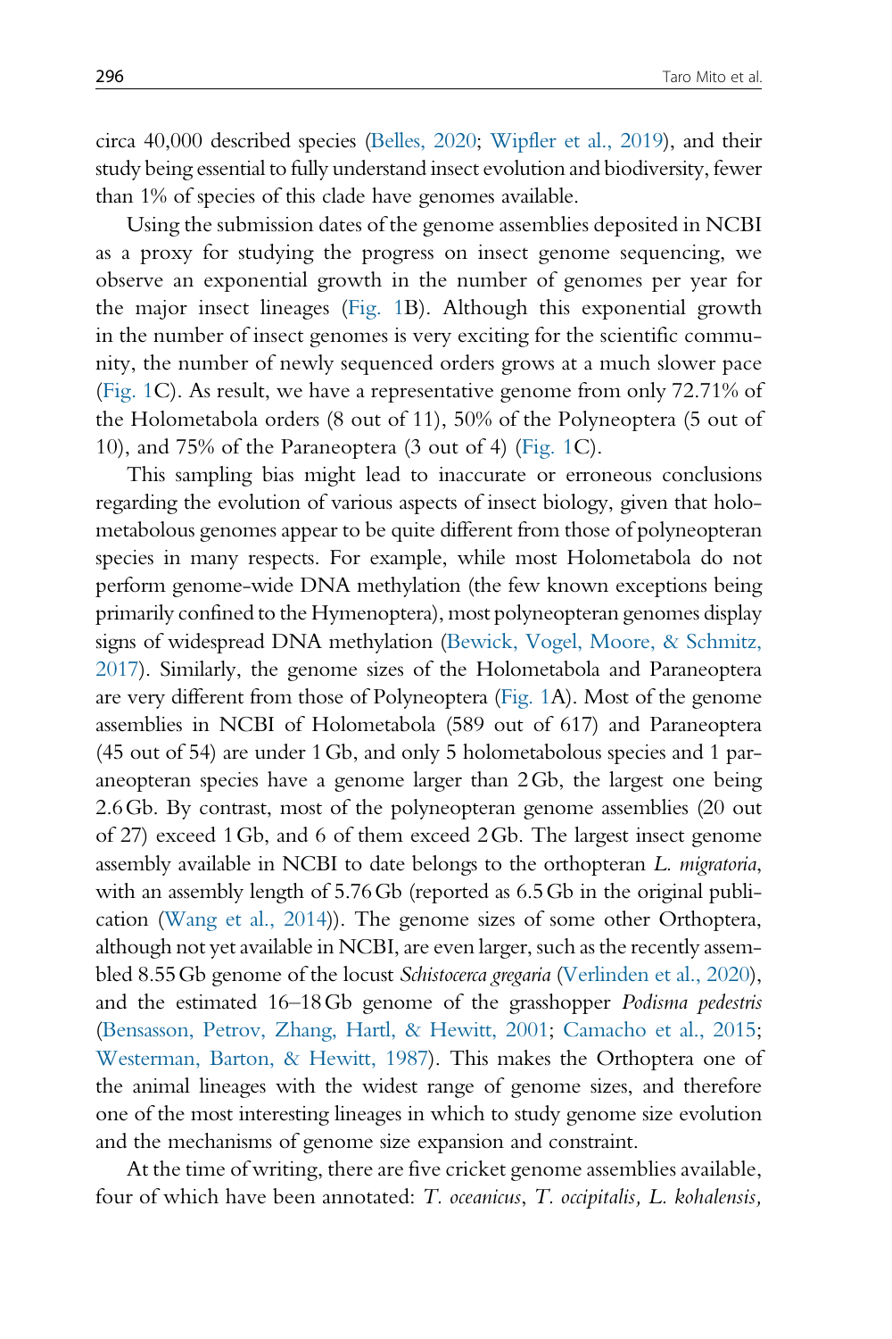circa 40,000 described species (Belles, 2020; Wipfler et al., 2019), and their study being essential to fully understand insect evolution and biodiversity, fewer than 1% of species of this clade have genomes available.

Using the submission dates of the genome assemblies deposited in NCBI as a proxy for studying the progress on insect genome sequencing, we observe an exponential growth in the number of genomes per year for the major insect lineages (Fig. 1B). Although this exponential growth in the number of insect genomes is very exciting for the scientific community, the number of newly sequenced orders grows at a much slower pace (Fig. 1C). As result, we have a representative genome from only 72.71% of the Holometabola orders (8 out of 11), 50% of the Polyneoptera (5 out of 10), and 75% of the Paraneoptera (3 out of 4) (Fig. 1C).

This sampling bias might lead to inaccurate or erroneous conclusions regarding the evolution of various aspects of insect biology, given that holometabolous genomes appear to be quite different from those of polyneopteran species in many respects. For example, while most Holometabola do not perform genome-wide DNA methylation (the few known exceptions being primarily confined to the Hymenoptera), most polyneopteran genomes display signs of widespread DNA methylation (Bewick, Vogel, Moore, & Schmitz, 2017). Similarly, the genome sizes of the Holometabola and Paraneoptera are very different from those of Polyneoptera (Fig. 1A). Most of the genome assemblies in NCBI of Holometabola (589 out of 617) and Paraneoptera (45 out of 54) are under 1 Gb, and only 5 holometabolous species and 1 paraneopteran species have a genome larger than 2 Gb, the largest one being 2.6 Gb. By contrast, most of the polyneopteran genome assemblies (20 out of 27) exceed 1 Gb, and 6 of them exceed 2 Gb. The largest insect genome assembly available in NCBI to date belongs to the orthopteran *L. migratoria*, with an assembly length of 5.76 Gb (reported as 6.5 Gb in the original publication (Wang et al., 2014)). The genome sizes of some other Orthoptera, although not yet available in NCBI, are even larger, such as the recently assembled 8.55 Gb genome of the locust *Schistocerca gregaria* (Verlinden et al., 2020), and the estimated 16–18 Gb genome of the grasshopper *Podisma pedestris* (Bensasson, Petrov, Zhang, Hartl, & Hewitt, 2001; Camacho et al., 2015; Westerman, Barton, & Hewitt, 1987). This makes the Orthoptera one of the animal lineages with the widest range of genome sizes, and therefore one of the most interesting lineages in which to study genome size evolution and the mechanisms of genome size expansion and constraint.

At the time of writing, there are five cricket genome assemblies available, four of which have been annotated: *T. oceanicus*, *T. occipitalis*, *L. kohalensis*,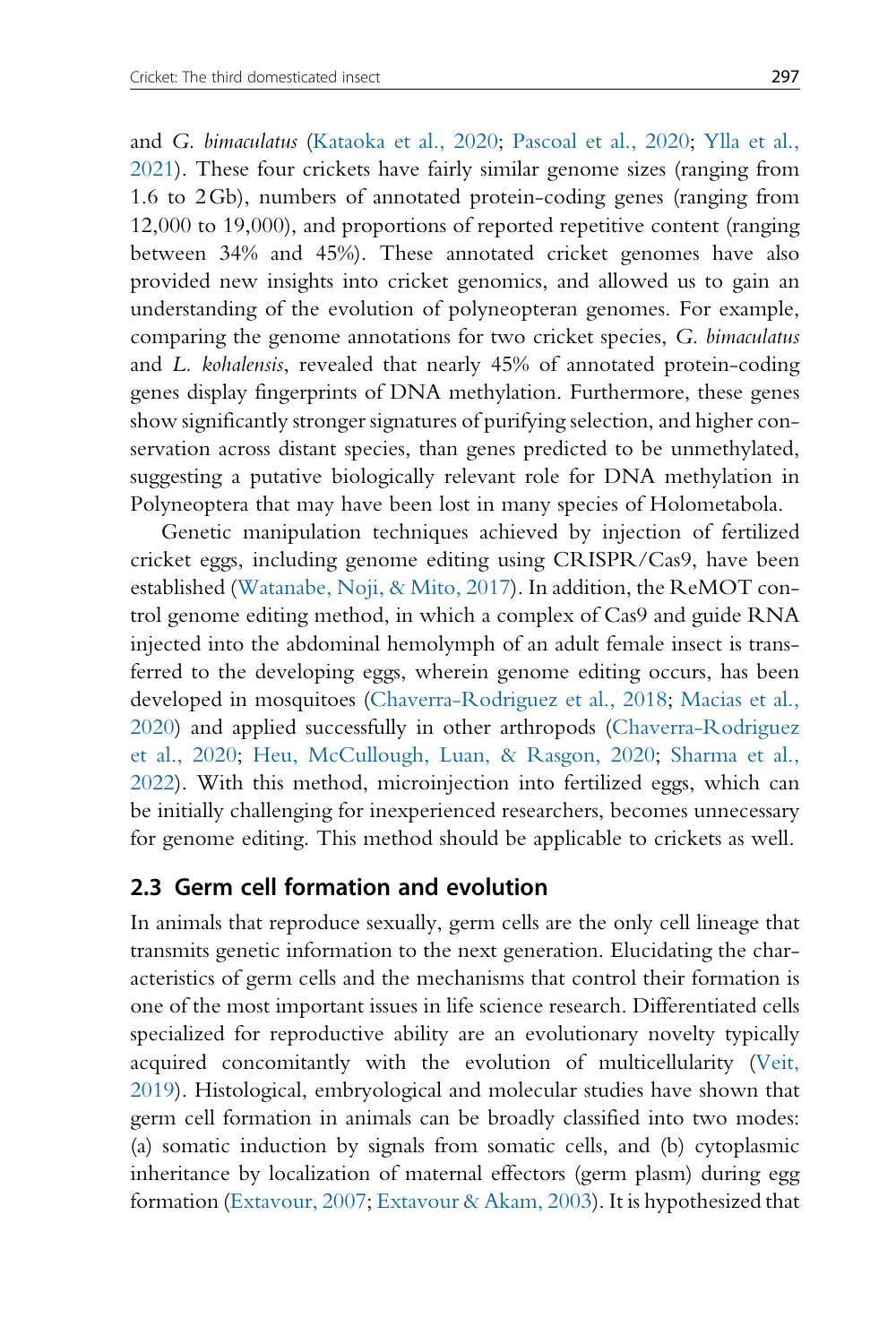and *G. bimaculatus* (Kataoka et al., 2020; Pascoal et al., 2020; Ylla et al., 2021). These four crickets have fairly similar genome sizes (ranging from 1.6 to 2 Gb), numbers of annotated protein-coding genes (ranging from 12,000 to 19,000), and proportions of reported repetitive content (ranging between 34% and 45%). These annotated cricket genomes have also provided new insights into cricket genomics, and allowed us to gain an understanding of the evolution of polyneopteran genomes. For example, comparing the genome annotations for two cricket species, *G. bimaculatus* and *L. kohalensis*, revealed that nearly 45% of annotated protein-coding genes display fingerprints of DNA methylation. Furthermore, these genes show significantly stronger signatures of purifying selection, and higher conservation across distant species, than genes predicted to be unmethylated, suggesting a putative biologically relevant role for DNA methylation in Polyneoptera that may have been lost in many species of Holometabola.

Genetic manipulation techniques achieved by injection of fertilized cricket eggs, including genome editing using CRISPR/Cas9, have been established (Watanabe, Noji, & Mito, 2017). In addition, the ReMOT control genome editing method, in which a complex of Cas9 and guide RNA injected into the abdominal hemolymph of an adult female insect is transferred to the developing eggs, wherein genome editing occurs, has been developed in mosquitoes (Chaverra-Rodriguez et al., 2018; Macias et al., 2020) and applied successfully in other arthropods (Chaverra-Rodriguez et al., 2020; Heu, McCullough, Luan, & Rasgon, 2020; Sharma et al., 2022). With this method, microinjection into fertilized eggs, which can be initially challenging for inexperienced researchers, becomes unnecessary for genome editing. This method should be applicable to crickets as well.

## 2.3 Germ cell formation and evolution

In animals that reproduce sexually, germ cells are the only cell lineage that transmits genetic information to the next generation. Elucidating the characteristics of germ cells and the mechanisms that control their formation is one of the most important issues in life science research. Differentiated cells specialized for reproductive ability are an evolutionary novelty typically acquired concomitantly with the evolution of multicellularity (Veit, 2019). Histological, embryological and molecular studies have shown that germ cell formation in animals can be broadly classified into two modes: (a) somatic induction by signals from somatic cells, and (b) cytoplasmic inheritance by localization of maternal effectors (germ plasm) during egg formation (Extavour, 2007; Extavour & Akam, 2003). It is hypothesized that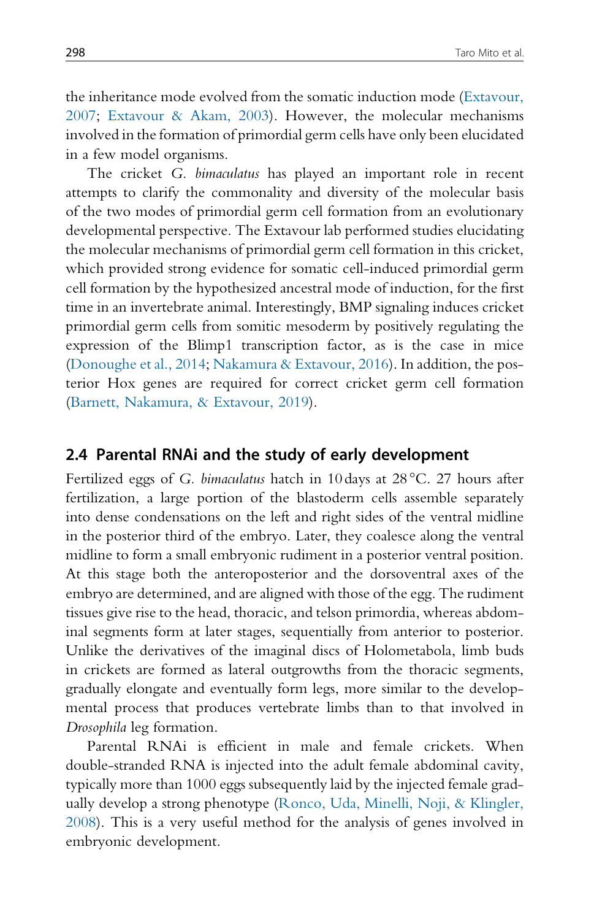the inheritance mode evolved from the somatic induction mode (Extavour, 2007; Extavour & Akam, 2003). However, the molecular mechanisms involved in the formation of primordial germ cells have only been elucidated in a few model organisms.

The cricket *G. bimaculatus* has played an important role in recent attempts to clarify the commonality and diversity of the molecular basis of the two modes of primordial germ cell formation from an evolutionary developmental perspective. The Extavour lab performed studies elucidating the molecular mechanisms of primordial germ cell formation in this cricket, which provided strong evidence for somatic cell-induced primordial germ cell formation by the hypothesized ancestral mode of induction, for the first time in an invertebrate animal. Interestingly, BMP signaling induces cricket primordial germ cells from somitic mesoderm by positively regulating the expression of the Blimp1 transcription factor, as is the case in mice (Donoughe et al., 2014; Nakamura & Extavour, 2016). In addition, the posterior Hox genes are required for correct cricket germ cell formation (Barnett, Nakamura, & Extavour, 2019).

## 2.4 Parental RNAi and the study of early development

Fertilized eggs of *G. bimaculatus* hatch in 10 days at 28 °C. 27 hours after fertilization, a large portion of the blastoderm cells assemble separately into dense condensations on the left and right sides of the ventral midline in the posterior third of the embryo. Later, they coalesce along the ventral midline to form a small embryonic rudiment in a posterior ventral position. At this stage both the anteroposterior and the dorsoventral axes of the embryo are determined, and are aligned with those of the egg. The rudiment tissues give rise to the head, thoracic, and telson primordia, whereas abdominal segments form at later stages, sequentially from anterior to posterior. Unlike the derivatives of the imaginal discs of Holometabola, limb buds in crickets are formed as lateral outgrowths from the thoracic segments, gradually elongate and eventually form legs, more similar to the developmental process that produces vertebrate limbs than to that involved in *Drosophila* leg formation.

Parental RNAi is efficient in male and female crickets. When double-stranded RNA is injected into the adult female abdominal cavity, typically more than 1000 eggs subsequently laid by the injected female gradually develop a strong phenotype (Ronco, Uda, Minelli, Noji, & Klingler, 2008). This is a very useful method for the analysis of genes involved in embryonic development.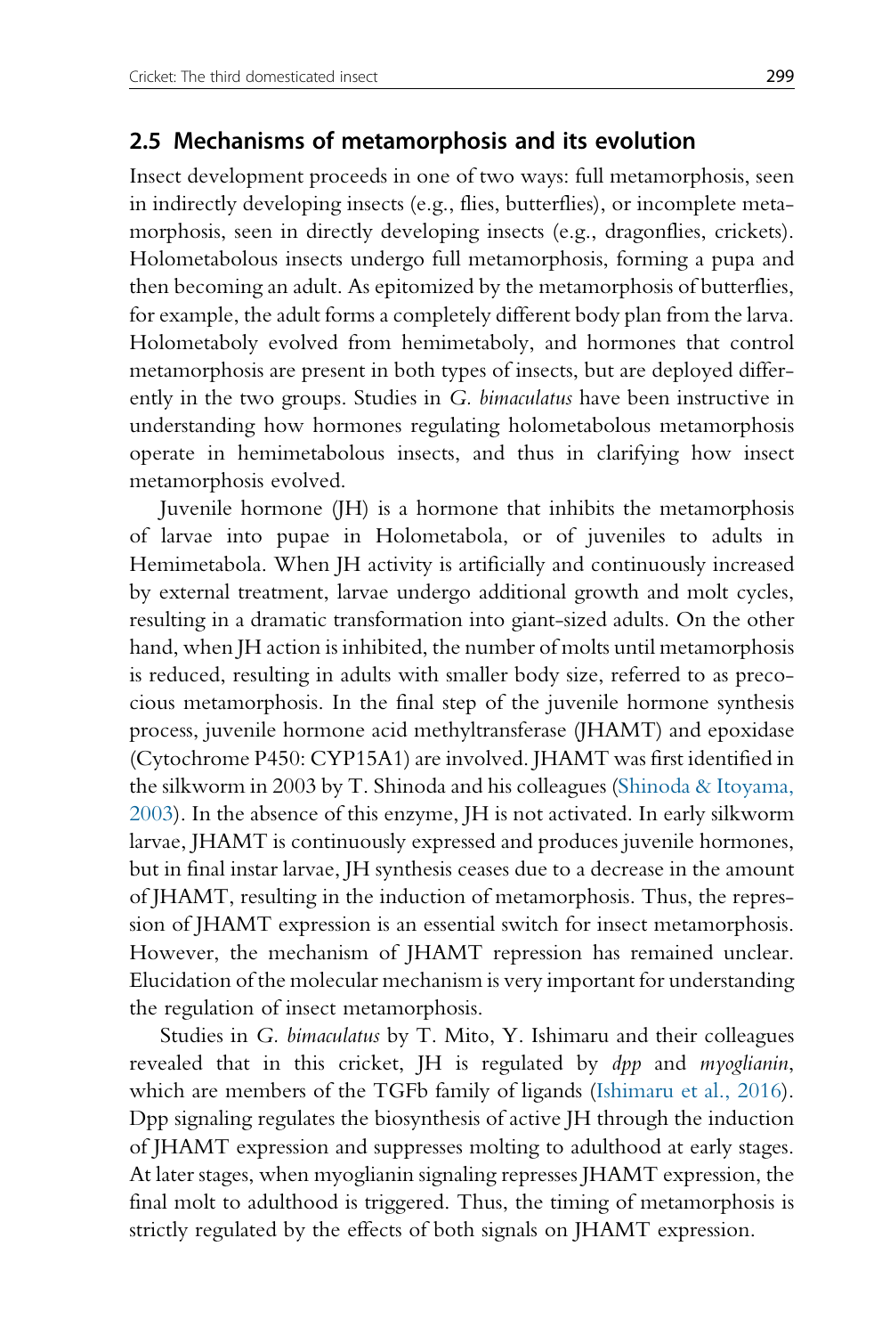## 2.5 Mechanisms of metamorphosis and its evolution

Insect development proceeds in one of two ways: full metamorphosis, seen in indirectly developing insects (e.g., flies, butterflies), or incomplete metamorphosis, seen in directly developing insects (e.g., dragonflies, crickets). Holometabolous insects undergo full metamorphosis, forming a pupa and then becoming an adult. As epitomized by the metamorphosis of butterflies, for example, the adult forms a completely different body plan from the larva. Holometaboly evolved from hemimetaboly, and hormones that control metamorphosis are present in both types of insects, but are deployed differently in the two groups. Studies in *G. bimaculatus* have been instructive in understanding how hormones regulating holometabolous metamorphosis operate in hemimetabolous insects, and thus in clarifying how insect metamorphosis evolved.

Juvenile hormone (JH) is a hormone that inhibits the metamorphosis of larvae into pupae in Holometabola, or of juveniles to adults in Hemimetabola. When JH activity is artificially and continuously increased by external treatment, larvae undergo additional growth and molt cycles, resulting in a dramatic transformation into giant-sized adults. On the other hand, when JH action is inhibited, the number of molts until metamorphosis is reduced, resulting in adults with smaller body size, referred to as precocious metamorphosis. In the final step of the juvenile hormone synthesis process, juvenile hormone acid methyltransferase (JHAMT) and epoxidase (Cytochrome P450: CYP15A1) are involved. JHAMT was first identified in the silkworm in 2003 by T. Shinoda and his colleagues (Shinoda & Itoyama, 2003). In the absence of this enzyme, JH is not activated. In early silkworm larvae, JHAMT is continuously expressed and produces juvenile hormones, but in final instar larvae, JH synthesis ceases due to a decrease in the amount of JHAMT, resulting in the induction of metamorphosis. Thus, the repression of JHAMT expression is an essential switch for insect metamorphosis. However, the mechanism of JHAMT repression has remained unclear. Elucidation of the molecular mechanism is very important for understanding the regulation of insect metamorphosis.

Studies in *G. bimaculatus* by T. Mito, Y. Ishimaru and their colleagues revealed that in this cricket, JH is regulated by *dpp* and *myoglianin*, which are members of the TGFb family of ligands (Ishimaru et al., 2016). Dpp signaling regulates the biosynthesis of active JH through the induction of JHAMT expression and suppresses molting to adulthood at early stages. At later stages, when myoglianin signaling represses JHAMT expression, the final molt to adulthood is triggered. Thus, the timing of metamorphosis is strictly regulated by the effects of both signals on JHAMT expression.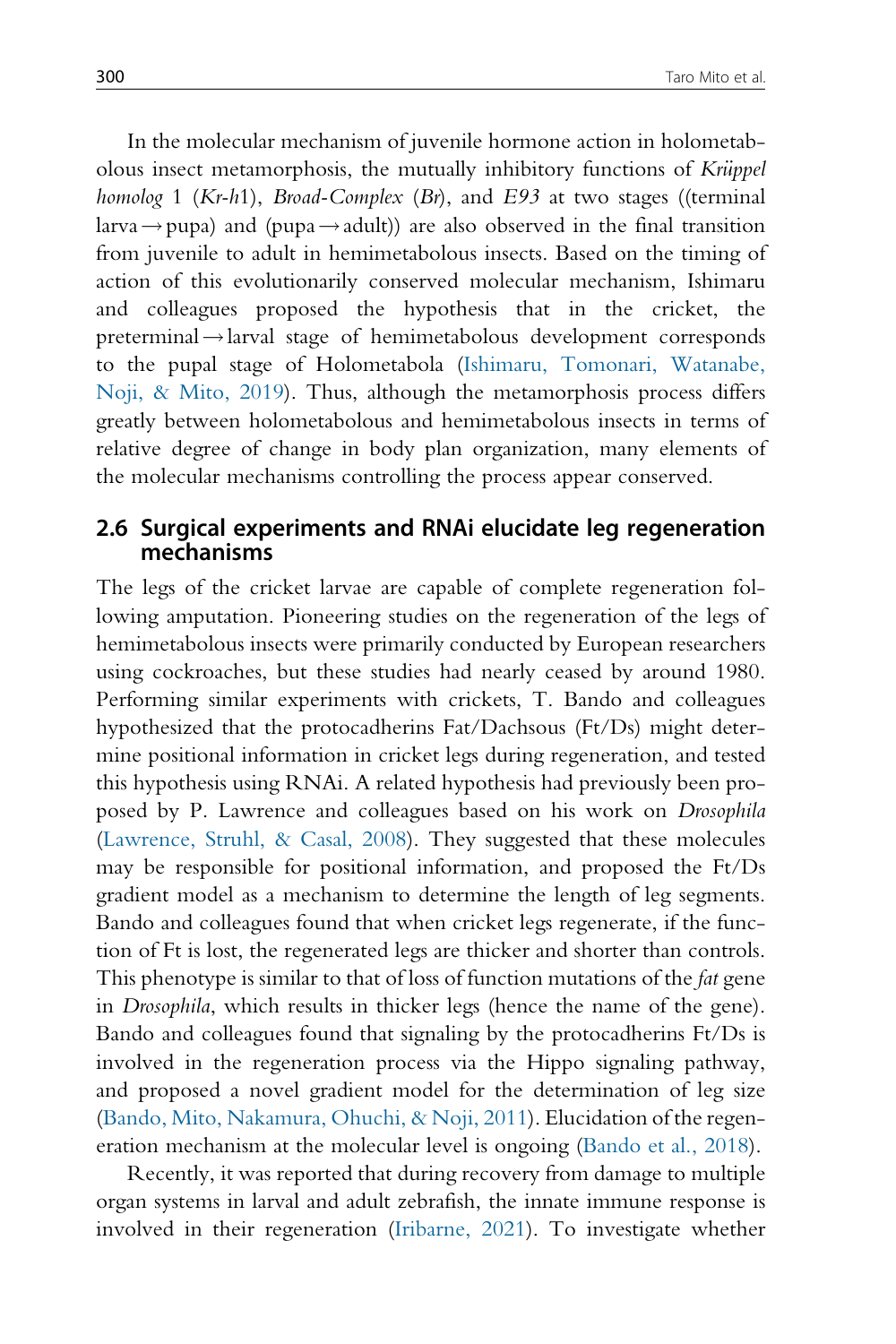In the molecular mechanism of juvenile hormone action in holometabolous insect metamorphosis, the mutually inhibitory functions of *Krüppel homolog* 1 (*Kr-h*1), *Broad-Complex* (*Br*), and *E93* at two stages ((terminal larva → pupa) and (pupa → adult)) are also observed in the final transition from juvenile to adult in hemimetabolous insects. Based on the timing of action of this evolutionarily conserved molecular mechanism, Ishimaru and colleagues proposed the hypothesis that in the cricket, the preterminal → larval stage of hemimetabolous development corresponds to the pupal stage of Holometabola (Ishimaru, Tomonari, Watanabe, Noji, & Mito, 2019). Thus, although the metamorphosis process differs greatly between holometabolous and hemimetabolous insects in terms of relative degree of change in body plan organization, many elements of the molecular mechanisms controlling the process appear conserved.

## 2.6 Surgical experiments and RNAi elucidate leg regeneration mechanisms

The legs of the cricket larvae are capable of complete regeneration following amputation. Pioneering studies on the regeneration of the legs of hemimetabolous insects were primarily conducted by European researchers using cockroaches, but these studies had nearly ceased by around 1980. Performing similar experiments with crickets, T. Bando and colleagues hypothesized that the protocadherins Fat/Dachsous (Ft/Ds) might determine positional information in cricket legs during regeneration, and tested this hypothesis using RNAi. A related hypothesis had previously been proposed by P. Lawrence and colleagues based on his work on *Drosophila* (Lawrence, Struhl, & Casal, 2008). They suggested that these molecules may be responsible for positional information, and proposed the Ft/Ds gradient model as a mechanism to determine the length of leg segments. Bando and colleagues found that when cricket legs regenerate, if the function of Ft is lost, the regenerated legs are thicker and shorter than controls. This phenotype is similar to that of loss of function mutations of the *fat* gene in *Drosophila*, which results in thicker legs (hence the name of the gene). Bando and colleagues found that signaling by the protocadherins Ft/Ds is involved in the regeneration process via the Hippo signaling pathway, and proposed a novel gradient model for the determination of leg size (Bando, Mito, Nakamura, Ohuchi, & Noji, 2011). Elucidation of the regeneration mechanism at the molecular level is ongoing (Bando et al., 2018).

Recently, it was reported that during recovery from damage to multiple organ systems in larval and adult zebrafish, the innate immune response is involved in their regeneration (Iribarne, 2021). To investigate whether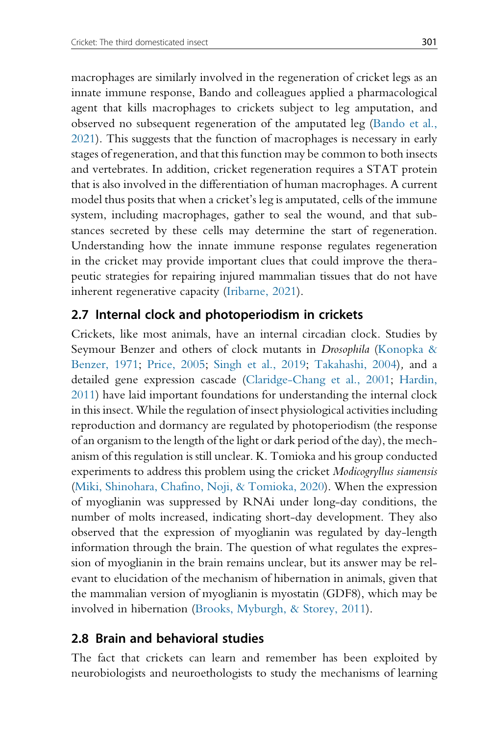macrophages are similarly involved in the regeneration of cricket legs as an innate immune response, Bando and colleagues applied a pharmacological agent that kills macrophages to crickets subject to leg amputation, and observed no subsequent regeneration of the amputated leg (Bando et al., 2021). This suggests that the function of macrophages is necessary in early stages of regeneration, and that this function may be common to both insects and vertebrates. In addition, cricket regeneration requires a STAT protein that is also involved in the differentiation of human macrophages. A current model thus posits that when a cricket's leg is amputated, cells of the immune system, including macrophages, gather to seal the wound, and that substances secreted by these cells may determine the start of regeneration. Understanding how the innate immune response regulates regeneration in the cricket may provide important clues that could improve the therapeutic strategies for repairing injured mammalian tissues that do not have inherent regenerative capacity (Iribarne, 2021).

## 2.7 Internal clock and photoperiodism in crickets

Crickets, like most animals, have an internal circadian clock. Studies by Seymour Benzer and others of clock mutants in *Drosophila* (Konopka & Benzer, 1971; Price, 2005; Singh et al., 2019; Takahashi, 2004), and a detailed gene expression cascade (Claridge-Chang et al., 2001; Hardin, 2011) have laid important foundations for understanding the internal clock in this insect. While the regulation of insect physiological activities including reproduction and dormancy are regulated by photoperiodism (the response of an organism to the length of the light or dark period of the day), the mechanism of this regulation is still unclear. K. Tomioka and his group conducted experiments to address this problem using the cricket *Modicogryllus siamensis* (Miki, Shinohara, Chafino, Noji, & Tomioka, 2020). When the expression of myoglianin was suppressed by RNAi under long-day conditions, the number of molts increased, indicating short-day development. They also observed that the expression of myoglianin was regulated by day-length information through the brain. The question of what regulates the expression of myoglianin in the brain remains unclear, but its answer may be relevant to elucidation of the mechanism of hibernation in animals, given that the mammalian version of myoglianin is myostatin (GDF8), which may be involved in hibernation (Brooks, Myburgh, & Storey, 2011).

## 2.8 Brain and behavioral studies

The fact that crickets can learn and remember has been exploited by neurobiologists and neuroethologists to study the mechanisms of learning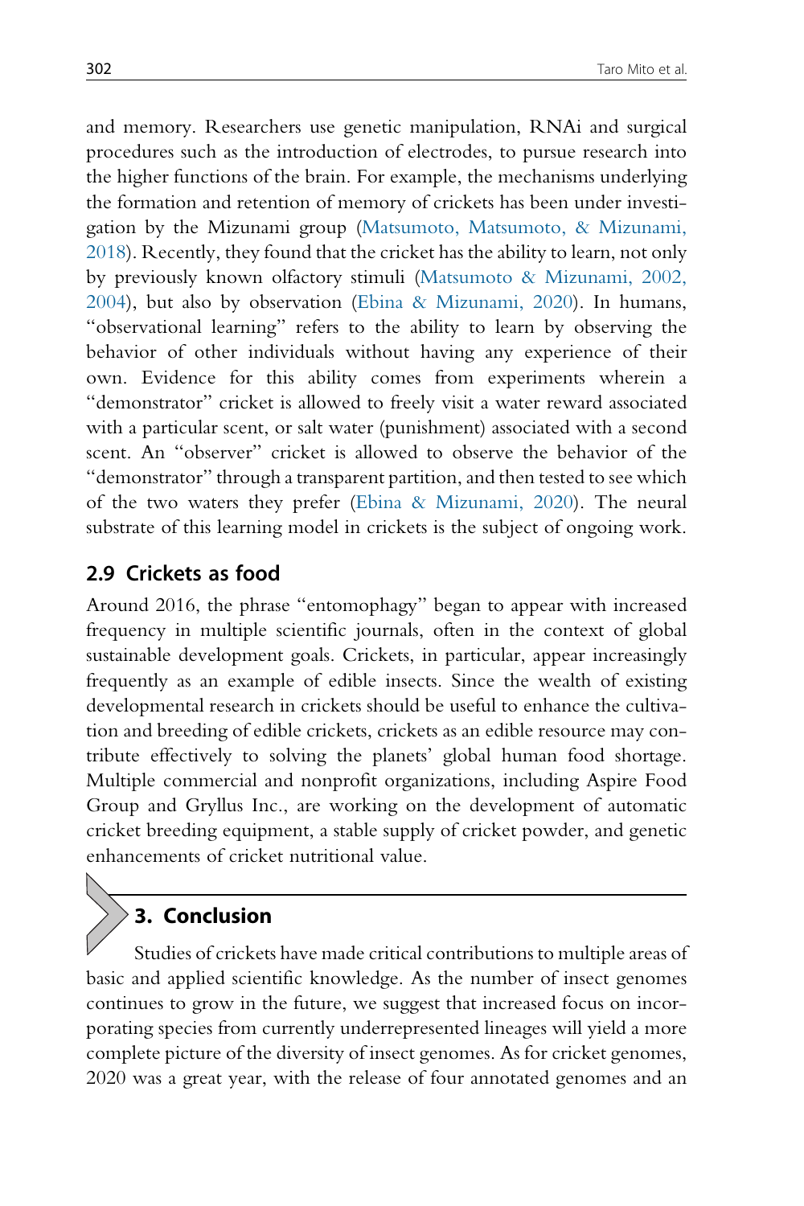and memory. Researchers use genetic manipulation, RNAi and surgical procedures such as the introduction of electrodes, to pursue research into the higher functions of the brain. For example, the mechanisms underlying the formation and retention of memory of crickets has been under investigation by the Mizunami group (Matsumoto, Matsumoto, & Mizunami, 2018). Recently, they found that the cricket has the ability to learn, not only by previously known olfactory stimuli (Matsumoto & Mizunami, 2002, 2004), but also by observation (Ebina & Mizunami, 2020). In humans, "observational learning" refers to the ability to learn by observing the behavior of other individuals without having any experience of their own. Evidence for this ability comes from experiments wherein a "demonstrator" cricket is allowed to freely visit a water reward associated with a particular scent, or salt water (punishment) associated with a second scent. An "observer" cricket is allowed to observe the behavior of the "demonstrator" through a transparent partition, and then tested to see which of the two waters they prefer (Ebina & Mizunami, 2020). The neural substrate of this learning model in crickets is the subject of ongoing work.

### 2.9 Crickets as food

Around 2016, the phrase "entomophagy" began to appear with increased frequency in multiple scientific journals, often in the context of global sustainable development goals. Crickets, in particular, appear increasingly frequently as an example of edible insects. Since the wealth of existing developmental research in crickets should be useful to enhance the cultivation and breeding of edible crickets, crickets as an edible resource may contribute effectively to solving the planets' global human food shortage. Multiple commercial and nonprofit organizations, including Aspire Food Group and Gryllus Inc., are working on the development of automatic cricket breeding equipment, a stable supply of cricket powder, and genetic enhancements of cricket nutritional value.

## 3. Conclusion

Studies of crickets have made critical contributions to multiple areas of basic and applied scientific knowledge. As the number of insect genomes continues to grow in the future, we suggest that increased focus on incorporating species from currently underrepresented lineages will yield a more complete picture of the diversity of insect genomes. As for cricket genomes, 2020 was a great year, with the release of four annotated genomes and an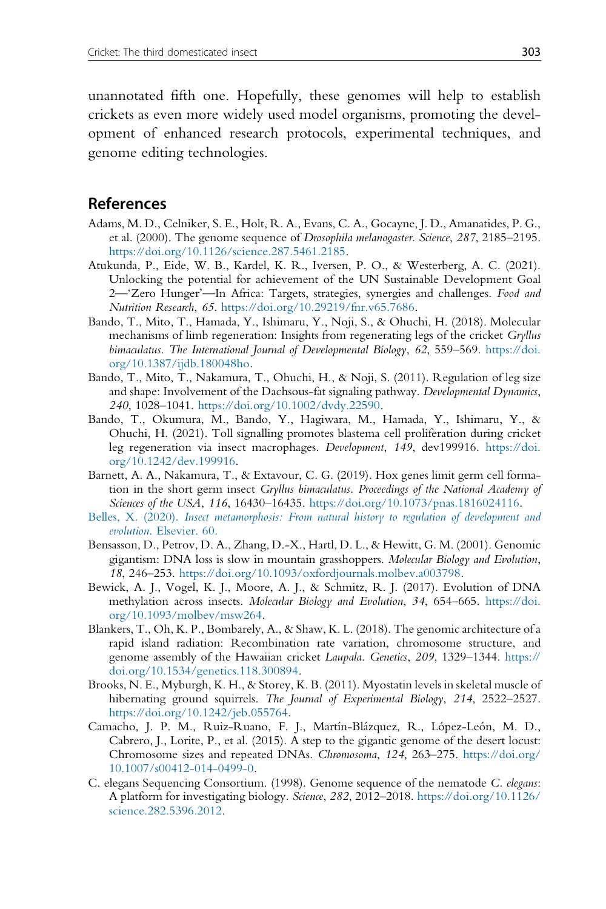unannotated fifth one. Hopefully, these genomes will help to establish crickets as even more widely used model organisms, promoting the development of enhanced research protocols, experimental techniques, and genome editing technologies.

## References

Adams, M. D., Celniker, S. E., Holt, R. A., Evans, C. A., Gocayne, J. D., Amanatides, P. G., et al. (2000). The genome sequence of *Drosophila melanogaster*. *Science*, *287*, 2185–2195. https://doi.org/10.1126/science.287.5461.2185.

Atukunda, P., Eide, W. B., Kardel, K. R., Iversen, P. O., & Westerberg, A. C. (2021). Unlocking the potential for achievement of the UN Sustainable Development Goal 2—'Zero Hunger'—In Africa: Targets, strategies, synergies and challenges. *Food and Nutrition Research*, *65*. https://doi.org/10.29219/fnr.v65.7686.

Bando, T., Mito, T., Hamada, Y., Ishimaru, Y., Noji, S., & Ohuchi, H. (2018). Molecular mechanisms of limb regeneration: Insights from regenerating legs of the cricket *Gryllus bimaculatus*. *The International Journal of Developmental Biology*, *62*, 559–569. https://doi.org/10.1387/ijdb.180048ho.

Bando, T., Mito, T., Nakamura, T., Ohuchi, H., & Noji, S. (2011). Regulation of leg size and shape: Involvement of the Dachsous-fat signaling pathway. *Developmental Dynamics*, *240*, 1028–1041. https://doi.org/10.1002/dvdy.22590.

Bando, T., Okumura, M., Bando, Y., Hagiwara, M., Hamada, Y., Ishimaru, Y., & Ohuchi, H. (2021). Toll signalling promotes blastema cell proliferation during cricket leg regeneration via insect macrophages. *Development*, *149*, dev199916. https://doi.org/10.1242/dev.199916.

Barnett, A. A., Nakamura, T., & Extavour, C. G. (2019). Hox genes limit germ cell formation in the short germ insect *Gryllus bimaculatus*. *Proceedings of the National Academy of Sciences of the USA*, *116*, 16430–16435. https://doi.org/10.1073/pnas.1816024116.

Belles, X. (2020). *Insect metamorphosis: From natural history to regulation of development and evolution*. Elsevier. 60.

Bensasson, D., Petrov, D. A., Zhang, D.-X., Hartl, D. L., & Hewitt, G. M. (2001). Genomic gigantism: DNA loss is slow in mountain grasshoppers. *Molecular Biology and Evolution*, *18*, 246–253. https://doi.org/10.1093/oxfordjournals.molbev.a003798.

Bewick, A. J., Vogel, K. J., Moore, A. J., & Schmitz, R. J. (2017). Evolution of DNA methylation across insects. *Molecular Biology and Evolution*, *34*, 654–665. https://doi.org/10.1093/molbev/msw264.

Blankers, T., Oh, K. P., Bombarely, A., & Shaw, K. L. (2018). The genomic architecture of a rapid island radiation: Recombination rate variation, chromosome structure, and genome assembly of the Hawaiian cricket *Laupala*. *Genetics*, *209*, 1329–1344. https://doi.org/10.1534/genetics.118.300894.

Brooks, N. E., Myburgh, K. H., & Storey, K. B. (2011). Myostatin levels in skeletal muscle of hibernating ground squirrels. *The Journal of Experimental Biology*, *214*, 2522–2527. https://doi.org/10.1242/jeb.055764.

Camacho, J. P. M., Ruiz-Ruano, F. J., Martín-Blázquez, R., López-León, M. D., Cabrero, J., Lorite, P., et al. (2015). A step to the gigantic genome of the desert locust: Chromosome sizes and repeated DNAs. *Chromosoma*, *124*, 263–275. https://doi.org/10.1007/s00412-014-0499-0.

C. elegans Sequencing Consortium. (1998). Genome sequence of the nematode *C. elegans*: A platform for investigating biology. *Science*, *282*, 2012–2018. https://doi.org/10.1126/science.282.5396.2012.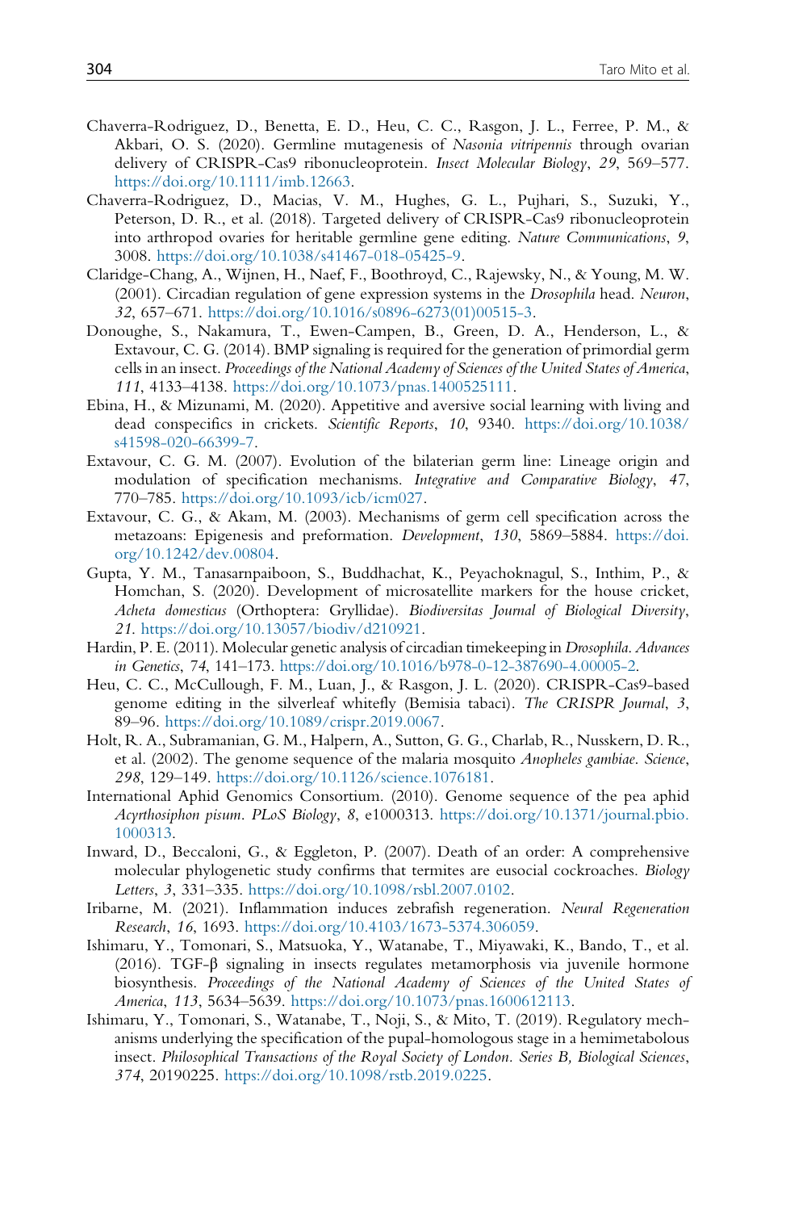Chaverra-Rodriguez, D., Benetta, E. D., Heu, C. C., Rasgon, J. L., Ferree, P. M., & Akbari, O. S. (2020). Germline mutagenesis of *Nasonia vitripennis* through ovarian delivery of CRISPR-Cas9 ribonucleoprotein. *Insect Molecular Biology*, *29*, 569–577. https://doi.org/10.1111/imb.12663.

Chaverra-Rodriguez, D., Macias, V. M., Hughes, G. L., Pujhari, S., Suzuki, Y., Peterson, D. R., et al. (2018). Targeted delivery of CRISPR-Cas9 ribonucleoprotein into arthropod ovaries for heritable germline gene editing. *Nature Communications*, *9*, 3008. https://doi.org/10.1038/s41467-018-05425-9.

Claridge-Chang, A., Wijnen, H., Naef, F., Boothroyd, C., Rajewsky, N., & Young, M. W. (2001). Circadian regulation of gene expression systems in the *Drosophila* head. *Neuron*, *32*, 657–671. https://doi.org/10.1016/s0896-6273(01)00515-3.

Donoughe, S., Nakamura, T., Ewen-Campen, B., Green, D. A., Henderson, L., & Extavour, C. G. (2014). BMP signaling is required for the generation of primordial germ cells in an insect. *Proceedings of the National Academy of Sciences of the United States of America*, *111*, 4133–4138. https://doi.org/10.1073/pnas.1400525111.

Ebina, H., & Mizunami, M. (2020). Appetitive and aversive social learning with living and dead conspecifics in crickets. *Scientific Reports*, *10*, 9340. https://doi.org/10.1038/s41598-020-66399-7.

Extavour, C. G. M. (2007). Evolution of the bilaterian germ line: Lineage origin and modulation of specification mechanisms. *Integrative and Comparative Biology*, *47*, 770–785. https://doi.org/10.1093/icb/icm027.

Extavour, C. G., & Akam, M. (2003). Mechanisms of germ cell specification across the metazoans: Epigenesis and preformation. *Development*, *130*, 5869–5884. https://doi.org/10.1242/dev.00804.

Gupta, Y. M., Tanasarnpaiboon, S., Buddhachat, K., Peyachoknagul, S., Inthim, P., & Homchan, S. (2020). Development of microsatellite markers for the house cricket, *Acheta domesticus* (Orthoptera: Gryllidae). *Biodiversitas Journal of Biological Diversity*, *21*. https://doi.org/10.13057/biodiv/d210921.

Hardin, P. E. (2011). Molecular genetic analysis of circadian timekeeping in *Drosophila*. *Advances in Genetics*, *74*, 141–173. https://doi.org/10.1016/b978-0-12-387690-4.00005-2.

Heu, C. C., McCullough, F. M., Luan, J., & Rasgon, J. L. (2020). CRISPR-Cas9-based genome editing in the silverleaf whitefly (Bemisia tabaci). *The CRISPR Journal*, *3*, 89–96. https://doi.org/10.1089/crispr.2019.0067.

Holt, R. A., Subramanian, G. M., Halpern, A., Sutton, G. G., Charlab, R., Nusskern, D. R., et al. (2002). The genome sequence of the malaria mosquito *Anopheles gambiae*. *Science*, *298*, 129–149. https://doi.org/10.1126/science.1076181.

International Aphid Genomics Consortium. (2010). Genome sequence of the pea aphid *Acyrthosiphon pisum*. *PLoS Biology*, *8*, e1000313. https://doi.org/10.1371/journal.pbio.1000313.

Inward, D., Beccaloni, G., & Eggleton, P. (2007). Death of an order: A comprehensive molecular phylogenetic study confirms that termites are eusocial cockroaches. *Biology Letters*, *3*, 331–335. https://doi.org/10.1098/rsbl.2007.0102.

Iribarne, M. (2021). Inflammation induces zebrafish regeneration. *Neural Regeneration Research*, *16*, 1693. https://doi.org/10.4103/1673-5374.306059.

Ishimaru, Y., Tomonari, S., Matsuoka, Y., Watanabe, T., Miyawaki, K., Bando, T., et al. (2016). TGF-β signaling in insects regulates metamorphosis via juvenile hormone biosynthesis. *Proceedings of the National Academy of Sciences of the United States of America*, *113*, 5634–5639. https://doi.org/10.1073/pnas.1600612113.

Ishimaru, Y., Tomonari, S., Watanabe, T., Noji, S., & Mito, T. (2019). Regulatory mechanisms underlying the specification of the pupal-homologous stage in a hemimetabolous insect. *Philosophical Transactions of the Royal Society of London. Series B, Biological Sciences*, *374*, 20190225. https://doi.org/10.1098/rstb.2019.0225.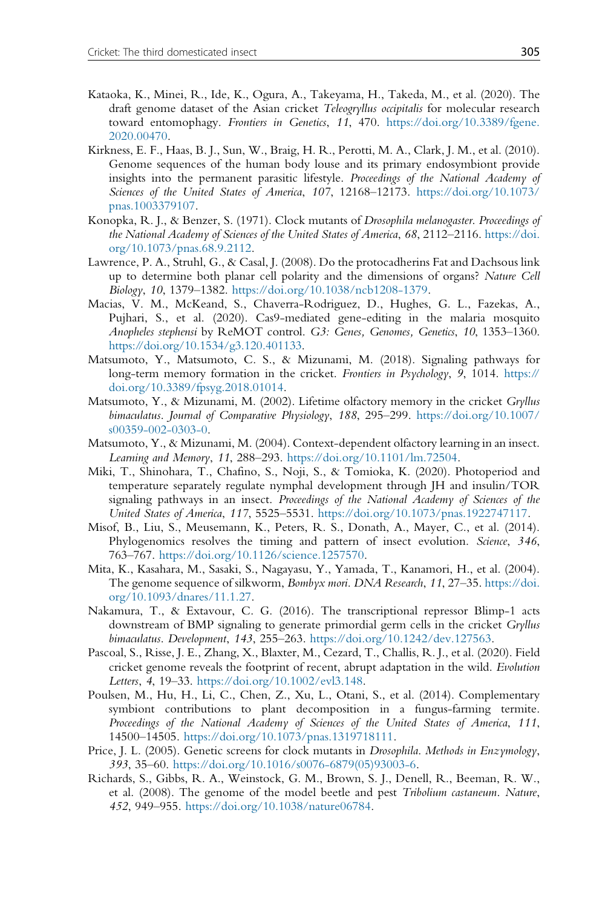Kataoka, K., Minei, R., Ide, K., Ogura, A., Takeyama, H., Takeda, M., et al. (2020). The draft genome dataset of the Asian cricket *Teleogryllus occipitalis* for molecular research toward entomophagy. *Frontiers in Genetics*, *11*, 470. https://doi.org/10.3389/fgene.2020.00470.

Kirkness, E. F., Haas, B. J., Sun, W., Braig, H. R., Perotti, M. A., Clark, J. M., et al. (2010). Genome sequences of the human body louse and its primary endosymbiont provide insights into the permanent parasitic lifestyle. *Proceedings of the National Academy of Sciences of the United States of America*, *107*, 12168–12173. https://doi.org/10.1073/pnas.1003379107.

Konopka, R. J., & Benzer, S. (1971). Clock mutants of *Drosophila melanogaster*. *Proceedings of the National Academy of Sciences of the United States of America*, *68*, 2112–2116. https://doi.org/10.1073/pnas.68.9.2112.

Lawrence, P. A., Struhl, G., & Casal, J. (2008). Do the protocadherins Fat and Dachsous link up to determine both planar cell polarity and the dimensions of organs? *Nature Cell Biology*, *10*, 1379–1382. https://doi.org/10.1038/ncb1208-1379.

Macias, V. M., McKeand, S., Chaverra-Rodriguez, D., Hughes, G. L., Fazekas, A., Pujhari, S., et al. (2020). Cas9-mediated gene-editing in the malaria mosquito *Anopheles stephensi* by ReMOT control. *G3: Genes, Genomes, Genetics*, *10*, 1353–1360. https://doi.org/10.1534/g3.120.401133.

Matsumoto, Y., Matsumoto, C. S., & Mizunami, M. (2018). Signaling pathways for long-term memory formation in the cricket. *Frontiers in Psychology*, *9*, 1014. https://doi.org/10.3389/fpsyg.2018.01014.

Matsumoto, Y., & Mizunami, M. (2002). Lifetime olfactory memory in the cricket *Gryllus bimaculatus*. *Journal of Comparative Physiology*, *188*, 295–299. https://doi.org/10.1007/s00359-002-0303-0.

Matsumoto, Y., & Mizunami, M. (2004). Context-dependent olfactory learning in an insect. *Learning and Memory*, *11*, 288–293. https://doi.org/10.1101/lm.72504.

Miki, T., Shinohara, T., Chafino, S., Noji, S., & Tomioka, K. (2020). Photoperiod and temperature separately regulate nymphal development through JH and insulin/TOR signaling pathways in an insect. *Proceedings of the National Academy of Sciences of the United States of America*, *117*, 5525–5531. https://doi.org/10.1073/pnas.1922747117.

Misof, B., Liu, S., Meusemann, K., Peters, R. S., Donath, A., Mayer, C., et al. (2014). Phylogenomics resolves the timing and pattern of insect evolution. *Science*, *346*, 763–767. https://doi.org/10.1126/science.1257570.

Mita, K., Kasahara, M., Sasaki, S., Nagayasu, Y., Yamada, T., Kanamori, H., et al. (2004). The genome sequence of silkworm, *Bombyx mori*. *DNA Research*, *11*, 27–35. https://doi.org/10.1093/dnares/11.1.27.

Nakamura, T., & Extavour, C. G. (2016). The transcriptional repressor Blimp-1 acts downstream of BMP signaling to generate primordial germ cells in the cricket *Gryllus bimaculatus*. *Development*, *143*, 255–263. https://doi.org/10.1242/dev.127563.

Pascoal, S., Risse, J. E., Zhang, X., Blaxter, M., Cezard, T., Challis, R. J., et al. (2020). Field cricket genome reveals the footprint of recent, abrupt adaptation in the wild. *Evolution Letters*, *4*, 19–33. https://doi.org/10.1002/evl3.148.

Poulsen, M., Hu, H., Li, C., Chen, Z., Xu, L., Otani, S., et al. (2014). Complementary symbiont contributions to plant decomposition in a fungus-farming termite. *Proceedings of the National Academy of Sciences of the United States of America*, *111*, 14500–14505. https://doi.org/10.1073/pnas.1319718111.

Price, J. L. (2005). Genetic screens for clock mutants in *Drosophila*. *Methods in Enzymology*, *393*, 35–60. https://doi.org/10.1016/s0076-6879(05)93003-6.

Richards, S., Gibbs, R. A., Weinstock, G. M., Brown, S. J., Denell, R., Beeman, R. W., et al. (2008). The genome of the model beetle and pest *Tribolium castaneum*. *Nature*, *452*, 949–955. https://doi.org/10.1038/nature06784.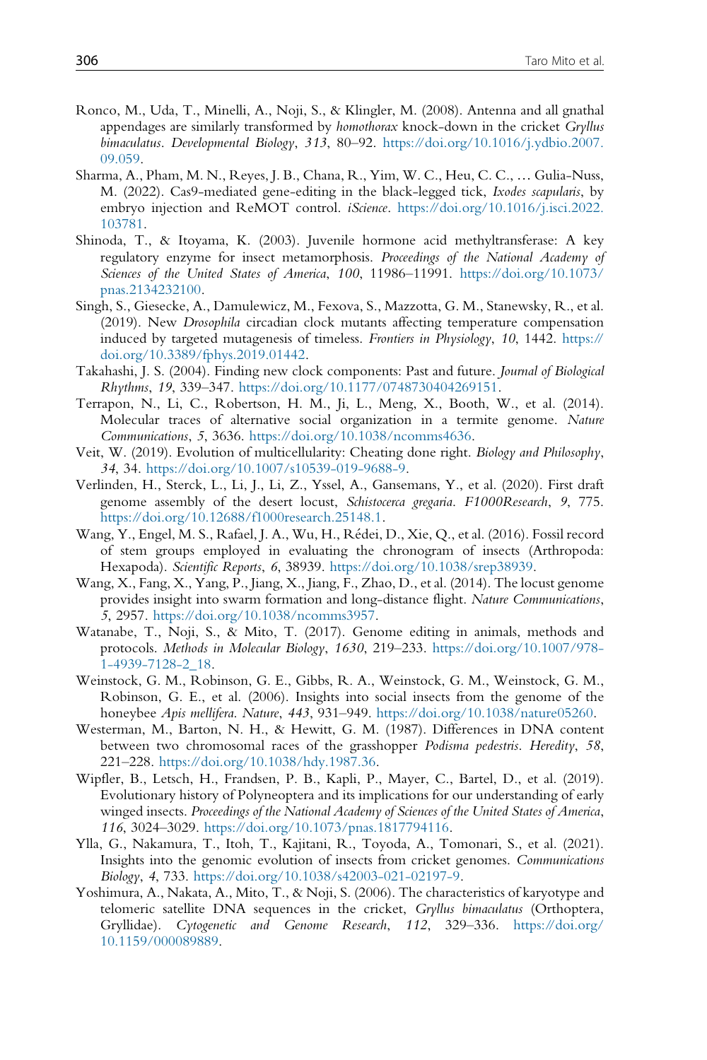Ronco, M., Uda, T., Minelli, A., Noji, S., & Klingler, M. (2008). Antenna and all gnathal appendages are similarly transformed by *homothorax* knock-down in the cricket *Gryllus bimaculatus*. *Developmental Biology*, *313*, 80–92. https://doi.org/10.1016/j.ydbio.2007.09.059.

Sharma, A., Pham, M. N., Reyes, J. B., Chana, R., Yim, W. C., Heu, C. C., … Gulia-Nuss, M. (2022). Cas9-mediated gene-editing in the black-legged tick, *Ixodes scapularis*, by embryo injection and ReMOT control. *iScience*. https://doi.org/10.1016/j.isci.2022.103781.

Shinoda, T., & Itoyama, K. (2003). Juvenile hormone acid methyltransferase: A key regulatory enzyme for insect metamorphosis. *Proceedings of the National Academy of Sciences of the United States of America*, *100*, 11986–11991. https://doi.org/10.1073/pnas.2134232100.

Singh, S., Giesecke, A., Damulewicz, M., Fexova, S., Mazzotta, G. M., Stanewsky, R., et al. (2019). New *Drosophila* circadian clock mutants affecting temperature compensation induced by targeted mutagenesis of timeless. *Frontiers in Physiology*, *10*, 1442. https://doi.org/10.3389/fphys.2019.01442.

Takahashi, J. S. (2004). Finding new clock components: Past and future. *Journal of Biological Rhythms*, *19*, 339–347. https://doi.org/10.1177/0748730404269151.

Terrapon, N., Li, C., Robertson, H. M., Ji, L., Meng, X., Booth, W., et al. (2014). Molecular traces of alternative social organization in a termite genome. *Nature Communications*, *5*, 3636. https://doi.org/10.1038/ncomms4636.

Veit, W. (2019). Evolution of multicellularity: Cheating done right. *Biology and Philosophy*, *34*, 34. https://doi.org/10.1007/s10539-019-9688-9.

Verlinden, H., Sterck, L., Li, J., Li, Z., Yssel, A., Gansemans, Y., et al. (2020). First draft genome assembly of the desert locust, *Schistocerca gregaria*. *F1000Research*, *9*, 775. https://doi.org/10.12688/f1000research.25148.1.

Wang, Y., Engel, M. S., Rafael, J. A., Wu, H., Rédei, D., Xie, Q., et al. (2016). Fossil record of stem groups employed in evaluating the chronogram of insects (Arthropoda: Hexapoda). *Scientific Reports*, *6*, 38939. https://doi.org/10.1038/srep38939.

Wang, X., Fang, X., Yang, P., Jiang, X., Jiang, F., Zhao, D., et al. (2014). The locust genome provides insight into swarm formation and long-distance flight. *Nature Communications*, *5*, 2957. https://doi.org/10.1038/ncomms3957.

Watanabe, T., Noji, S., & Mito, T. (2017). Genome editing in animals, methods and protocols. *Methods in Molecular Biology*, *1630*, 219–233. https://doi.org/10.1007/978-1-4939-7128-2_18.

Weinstock, G. M., Robinson, G. E., Gibbs, R. A., Weinstock, G. M., Weinstock, G. M., Robinson, G. E., et al. (2006). Insights into social insects from the genome of the honeybee *Apis mellifera*. *Nature*, *443*, 931–949. https://doi.org/10.1038/nature05260.

Westerman, M., Barton, N. H., & Hewitt, G. M. (1987). Differences in DNA content between two chromosomal races of the grasshopper *Podisma pedestris*. *Heredity*, *58*, 221–228. https://doi.org/10.1038/hdy.1987.36.

Wipfler, B., Letsch, H., Frandsen, P. B., Kapli, P., Mayer, C., Bartel, D., et al. (2019). Evolutionary history of Polyneoptera and its implications for our understanding of early winged insects. *Proceedings of the National Academy of Sciences of the United States of America*, *116*, 3024–3029. https://doi.org/10.1073/pnas.1817794116.

Ylla, G., Nakamura, T., Itoh, T., Kajitani, R., Toyoda, A., Tomonari, S., et al. (2021). Insights into the genomic evolution of insects from cricket genomes. *Communications Biology*, *4*, 733. https://doi.org/10.1038/s42003-021-02197-9.

Yoshimura, A., Nakata, A., Mito, T., & Noji, S. (2006). The characteristics of karyotype and telomeric satellite DNA sequences in the cricket, *Gryllus bimaculatus* (Orthoptera, Gryllidae). *Cytogenetic and Genome Research*, *112*, 329–336. https://doi.org/10.1159/000089889.